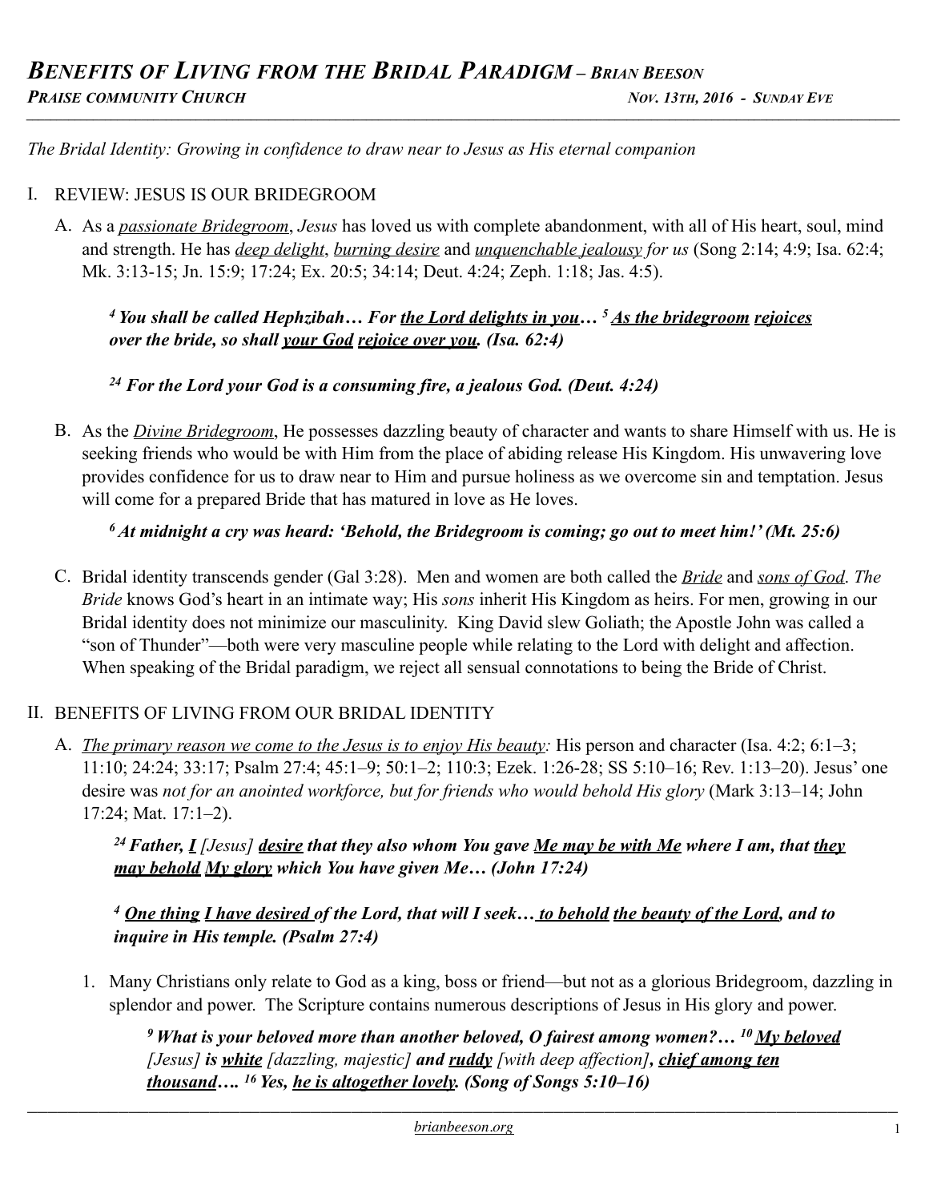# *BENEFITS OF LIVING FROM THE BRIDAL PARADIGM – BRIAN BEESON*

***PRAISE COMMUNITY CHURCH*** ***NOV. 13TH, 2016 - SUNDAY EVE***

*The Bridal Identity: Growing in confidence to draw near to Jesus as His eternal companion*

## I. REVIEW: JESUS IS OUR BRIDEGROOM

A. As a ***passionate Bridegroom***, *Jesus* has loved us with complete abandonment, with all of His heart, soul, mind and strength. He has *deep delight*, *burning desire* and *unquenchable jealousy for us* (Song 2:14; 4:9; Isa. 62:4; Mk. 3:13-15; Jn. 15:9; 17:24; Ex. 20:5; 34:14; Deut. 4:24; Zeph. 1:18; Jas. 4:5).

> ***[4] You shall be called Hephzibah… For the Lord delights in you… [5] As the bridegroom rejoices over the bride, so shall your God rejoice over you. (Isa. 62:4)***

> ***[24] For the Lord your God is a consuming fire, a jealous God. (Deut. 4:24)***

B. As the *Divine Bridegroom*, He possesses dazzling beauty of character and wants to share Himself with us. He is seeking friends who would be with Him from the place of abiding release His Kingdom. His unwavering love provides confidence for us to draw near to Him and pursue holiness as we overcome sin and temptation. Jesus will come for a prepared Bride that has matured in love as He loves.

> ***[6] At midnight a cry was heard: 'Behold, the Bridegroom is coming; go out to meet him!' (Mt. 25:6)***

C. Bridal identity transcends gender (Gal 3:28). Men and women are both called the *Bride* and *sons of God*. *The Bride* knows God's heart in an intimate way; His *sons* inherit His Kingdom as heirs. For men, growing in our Bridal identity does not minimize our masculinity. King David slew Goliath; the Apostle John was called a "son of Thunder"—both were very masculine people while relating to the Lord with delight and affection. When speaking of the Bridal paradigm, we reject all sensual connotations to being the Bride of Christ.

## II. BENEFITS OF LIVING FROM OUR BRIDAL IDENTITY

A. *The primary reason we come to the Jesus is to enjoy His beauty:* His person and character (Isa. 4:2; 6:1–3; 11:10; 24:24; 33:17; Psalm 27:4; 45:1–9; 50:1–2; 110:3; Ezek. 1:26-28; SS 5:10–16; Rev. 1:13–20). Jesus' one desire was *not for an anointed workforce, but for friends who would behold His glory* (Mark 3:13–14; John 17:24; Mat. 17:1–2).

> ***[24] Father, I [Jesus] desire that they also whom You gave Me may be with Me where I am, that they may behold My glory which You have given Me… (John 17:24)***

> ***[4] One thing I have desired of the Lord, that will I seek… to behold the beauty of the Lord, and to inquire in His temple. (Psalm 27:4)***

1. Many Christians only relate to God as a king, boss or friend—but not as a glorious Bridegroom, dazzling in splendor and power. The Scripture contains numerous descriptions of Jesus in His glory and power.

> ***[9] What is your beloved more than another beloved, O fairest among women?… [10] My beloved [Jesus] is white [dazzling, majestic] and ruddy [with deep affection], chief among ten thousand…. [16] Yes, he is altogether lovely. (Song of Songs 5:10–16)***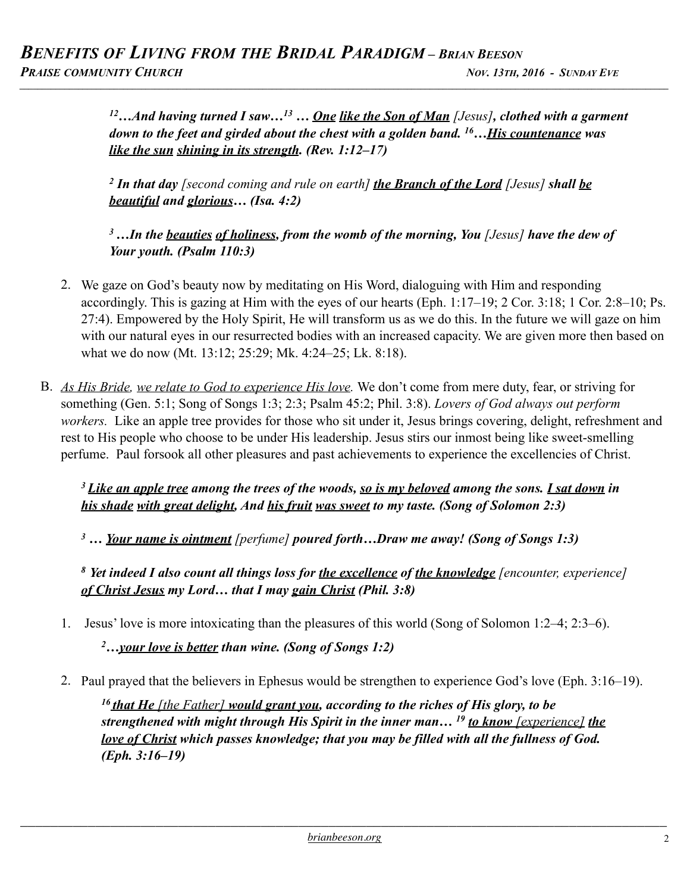***[12]…And having turned I saw…[13] … <u>One</u> <u>like the Son of Man</u>*** *[Jesus]****, clothed with a garment down to the feet and girded about the chest with a golden band. [16]…<u>His countenance</u> was <u>like the sun</u> <u>shining in its strength</u>. (Rev. 1:12–17)***

***[2] In that day*** *[second coming and rule on earth]* ***<u>the Branch of the Lord</u>*** *[Jesus]* ***shall <u>be beautiful</u> and <u>glorious</u>… (Isa. 4:2)***

***[3] …In the <u>beauties</u> <u>of holiness</u>, from the womb of the morning, You*** *[Jesus]* ***have the dew of Your youth. (Psalm 110:3)***

2. We gaze on God's beauty now by meditating on His Word, dialoguing with Him and responding accordingly. This is gazing at Him with the eyes of our hearts (Eph. 1:17–19; 2 Cor. 3:18; 1 Cor. 2:8–10; Ps. 27:4). Empowered by the Holy Spirit, He will transform us as we do this. In the future we will gaze on him with our natural eyes in our resurrected bodies with an increased capacity. We are given more then based on what we do now (Mt. 13:12; 25:29; Mk. 4:24–25; Lk. 8:18).

B. *<u>As His Bride</u>, <u>we relate to God to experience His love</u>.* We don't come from mere duty, fear, or striving for something (Gen. 5:1; Song of Songs 1:3; 2:3; Psalm 45:2; Phil. 3:8). *Lovers of God always out perform workers.* Like an apple tree provides for those who sit under it, Jesus brings covering, delight, refreshment and rest to His people who choose to be under His leadership. Jesus stirs our inmost being like sweet-smelling perfume. Paul forsook all other pleasures and past achievements to experience the excellencies of Christ.

***[3] <u>Like an apple tree</u> among the trees of the woods, <u>so is my beloved</u> among the sons. <u>I sat down</u> in <u>his shade</u> <u>with great delight</u>, And <u>his fruit</u> <u>was sweet</u> to my taste. (Song of Solomon 2:3)***

***[3] … <u>Your name is ointment</u>*** *[perfume]* ***poured forth…Draw me away! (Song of Songs 1:3)***

***[8] Yet indeed I also count all things loss for <u>the excellence</u> of <u>the knowledge</u>*** *[encounter, experience]* ***<u>of Christ Jesus</u> my Lord… that I may <u>gain Christ</u> (Phil. 3:8)***

1. Jesus' love is more intoxicating than the pleasures of this world (Song of Solomon 1:2–4; 2:3–6).

   ***[2]…<u>your love is better</u> than wine. (Song of Songs 1:2)***

2. Paul prayed that the believers in Ephesus would be strengthen to experience God's love (Eph. 3:16–19).

   ***[16] <u>that He</u>*** *<u>[the Father]</u>* ***<u>would grant you</u>, according to the riches of His glory, to be strengthened with might through His Spirit in the inner man… [19] <u>to know</u>*** *<u>[experience]</u>* ***<u>the love of Christ</u> which passes knowledge; that you may be filled with all the fullness of God. (Eph. 3:16–19)***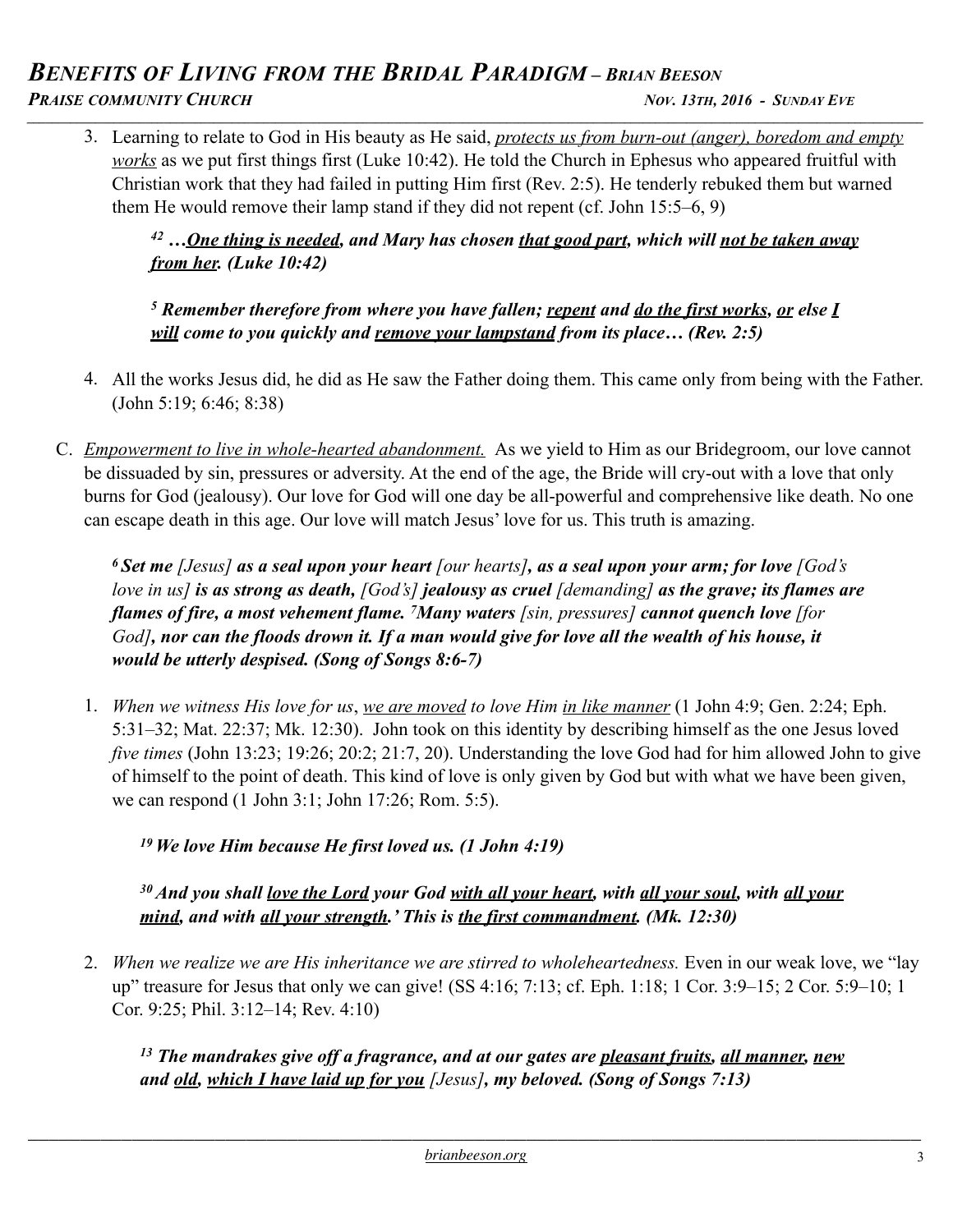3. Learning to relate to God in His beauty as He said, *protects us from burn-out (anger), boredom and empty works* as we put first things first (Luke 10:42). He told the Church in Ephesus who appeared fruitful with Christian work that they had failed in putting Him first (Rev. 2:5). He tenderly rebuked them but warned them He would remove their lamp stand if they did not repent (cf. John 15:5–6, 9)

   ***[42] …One thing is needed, and Mary has chosen that good part, which will not be taken away from her. (Luke 10:42)***

   ***[5] Remember therefore from where you have fallen; repent and do the first works, or else I will come to you quickly and remove your lampstand from its place… (Rev. 2:5)***

4. All the works Jesus did, he did as He saw the Father doing them. This came only from being with the Father. (John 5:19; 6:46; 8:38)

C. *Empowerment to live in whole-hearted abandonment.* As we yield to Him as our Bridegroom, our love cannot be dissuaded by sin, pressures or adversity. At the end of the age, the Bride will cry-out with a love that only burns for God (jealousy). Our love for God will one day be all-powerful and comprehensive like death. No one can escape death in this age. Our love will match Jesus' love for us. This truth is amazing.

   ***[6] Set me** [Jesus] **as a seal upon your heart** [our hearts]**, as a seal upon your arm; for love** [God's love in us] **is as strong as death,** [God's] **jealousy as cruel** [demanding] **as the grave; its flames are flames of fire, a most vehement flame. [7] Many waters** [sin, pressures] **cannot quench love** [for God]**, nor can the floods drown it. If a man would give for love all the wealth of his house, it would be utterly despised. (Song of Songs 8:6-7)***

1. *When we witness His love for us*, *we are moved to love Him in like manner* (1 John 4:9; Gen. 2:24; Eph. 5:31–32; Mat. 22:37; Mk. 12:30). John took on this identity by describing himself as the one Jesus loved *five times* (John 13:23; 19:26; 20:2; 21:7, 20). Understanding the love God had for him allowed John to give of himself to the point of death. This kind of love is only given by God but with what we have been given, we can respond (1 John 3:1; John 17:26; Rom. 5:5).

   ***[19] We love Him because He first loved us. (1 John 4:19)***

   ***[30] And you shall love the Lord your God with all your heart, with all your soul, with all your mind, and with all your strength.' This is the first commandment. (Mk. 12:30)***

2. *When we realize we are His inheritance we are stirred to wholeheartedness.* Even in our weak love, we "lay up" treasure for Jesus that only we can give! (SS 4:16; 7:13; cf. Eph. 1:18; 1 Cor. 3:9–15; 2 Cor. 5:9–10; 1 Cor. 9:25; Phil. 3:12–14; Rev. 4:10)

   ***[13] The mandrakes give off a fragrance, and at our gates are pleasant fruits, all manner, new and old, which I have laid up for you** [Jesus]**, my beloved. (Song of Songs 7:13)***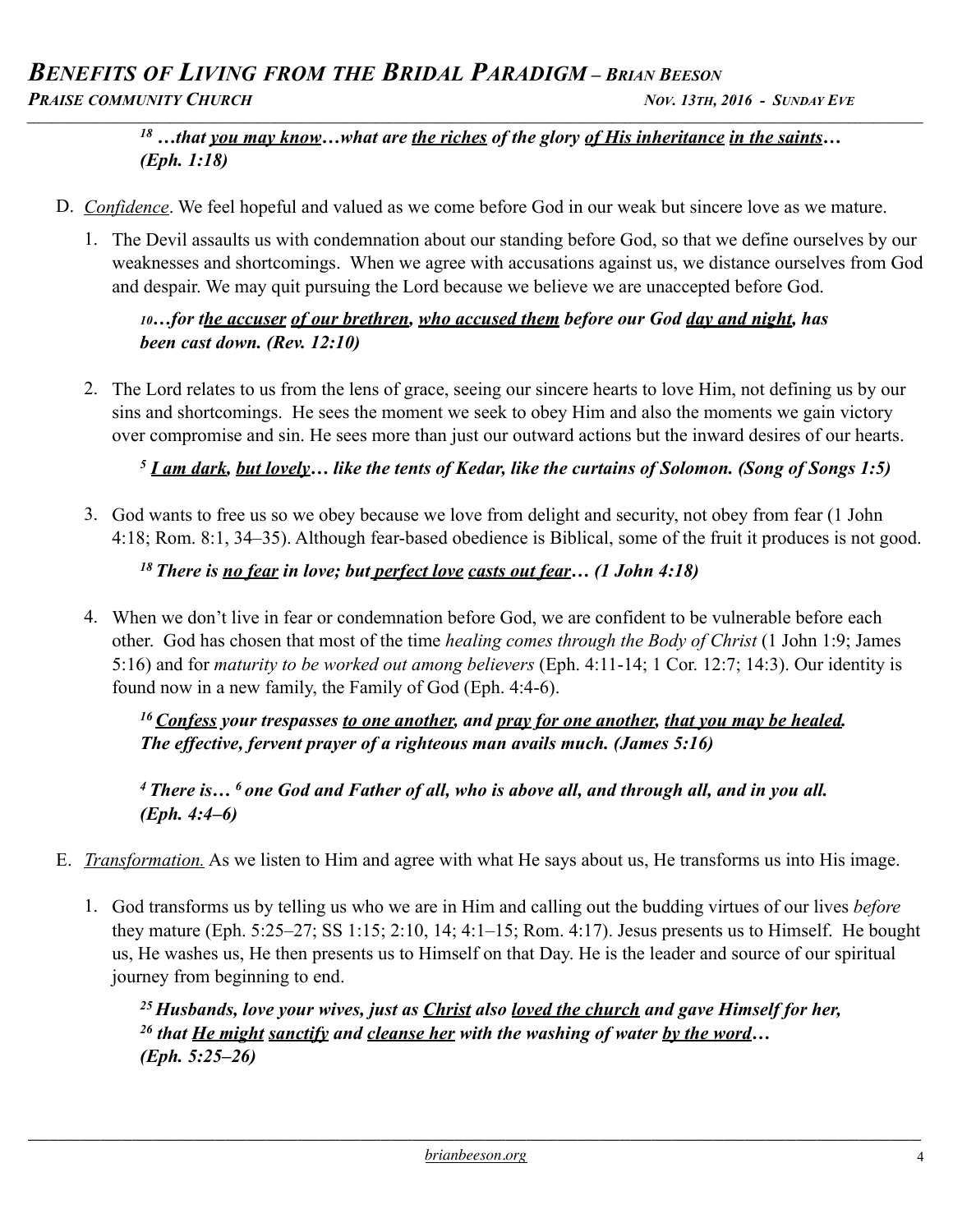[18] ***…that <u>you may know</u>…what are <u>the riches</u> of the glory <u>of His inheritance</u> <u>in the saints</u>… (Eph. 1:18)***

D. *<u>Confidence</u>*. We feel hopeful and valued as we come before God in our weak but sincere love as we mature.

1. The Devil assaults us with condemnation about our standing before God, so that we define ourselves by our weaknesses and shortcomings. When we agree with accusations against us, we distance ourselves from God and despair. We may quit pursuing the Lord because we believe we are unaccepted before God.

   [10]***…for t<u>he accuser</u> <u>of our brethren</u>, <u>who accused them</u> before our God <u>day and night</u>, has been cast down. (Rev. 12:10)***

2. The Lord relates to us from the lens of grace, seeing our sincere hearts to love Him, not defining us by our sins and shortcomings. He sees the moment we seek to obey Him and also the moments we gain victory over compromise and sin. He sees more than just our outward actions but the inward desires of our hearts.

   [5] ***<u>I am dark</u>, <u>but lovely</u>… like the tents of Kedar, like the curtains of Solomon. (Song of Songs 1:5)***

3. God wants to free us so we obey because we love from delight and security, not obey from fear (1 John 4:18; Rom. 8:1, 34–35). Although fear-based obedience is Biblical, some of the fruit it produces is not good.

   [18] ***There is <u>no fear</u> in love; but <u>perfect love</u> <u>casts out fear</u>… (1 John 4:18)***

4. When we don't live in fear or condemnation before God, we are confident to be vulnerable before each other. God has chosen that most of the time *healing comes through the Body of Christ* (1 John 1:9; James 5:16) and for *maturity to be worked out among believers* (Eph. 4:11-14; 1 Cor. 12:7; 14:3). Our identity is found now in a new family, the Family of God (Eph. 4:4-6).

   [16] ***<u>Confess</u> your trespasses <u>to one another</u>, and <u>pray for one another</u>, <u>that you may be healed</u>. The effective, fervent prayer of a righteous man avails much. (James 5:16)***

   [4] ***There is…*** [6] ***one God and Father of all, who is above all, and through all, and in you all. (Eph. 4:4–6)***

E. *<u>Transformation.</u>* As we listen to Him and agree with what He says about us, He transforms us into His image.

1. God transforms us by telling us who we are in Him and calling out the budding virtues of our lives *before* they mature (Eph. 5:25–27; SS 1:15; 2:10, 14; 4:1–15; Rom. 4:17). Jesus presents us to Himself. He bought us, He washes us, He then presents us to Himself on that Day. He is the leader and source of our spiritual journey from beginning to end.

   [25] ***Husbands, love your wives, just as <u>Christ</u> also <u>loved the church</u> and gave Himself for her,***
   [26] ***that <u>He might</u> <u>sanctify</u> and <u>cleanse her</u> with the washing of water <u>by the word</u>… (Eph. 5:25–26)***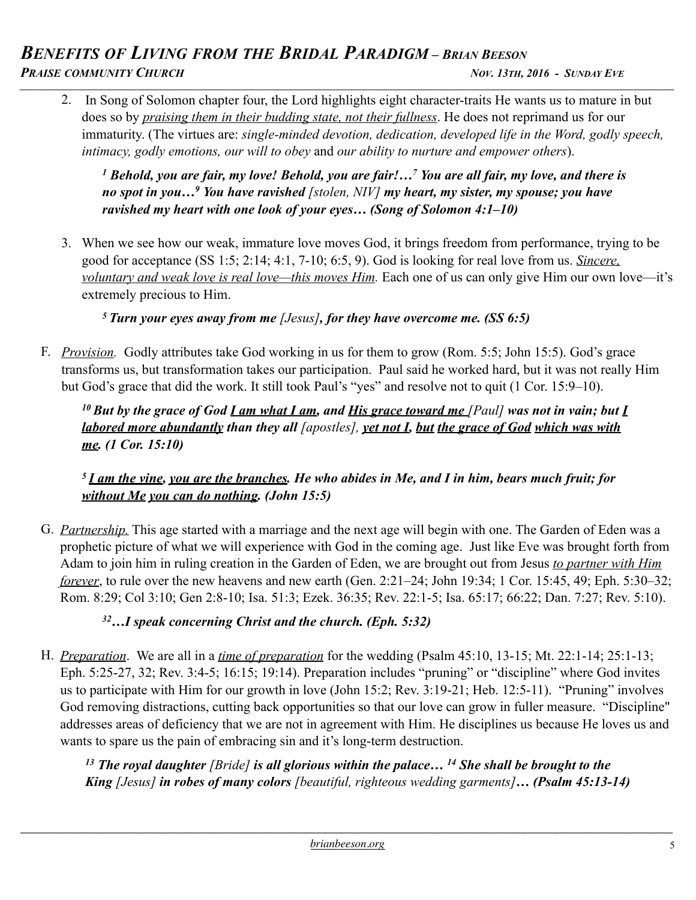2. In Song of Solomon chapter four, the Lord highlights eight character-traits He wants us to mature in but does so by <u>*praising them in their budding state, not their fullness*</u>. He does not reprimand us for our immaturity. (The virtues are: *single-minded devotion, dedication, developed life in the Word, godly speech, intimacy, godly emotions, our will to obey* and *our ability to nurture and empower others*).

   ***[1] Behold, you are fair, my love! Behold, you are fair!…[7] You are all fair, my love, and there is no spot in you…[9] You have ravished** [stolen, NIV] **my heart, my sister, my spouse; you have ravished my heart with one look of your eyes… (Song of Solomon 4:1–10)***

3. When we see how our weak, immature love moves God, it brings freedom from performance, trying to be good for acceptance (SS 1:5; 2:14; 4:1, 7-10; 6:5, 9). God is looking for real love from us. <u>*Sincere, voluntary and weak love is real love—this moves Him.*</u> Each one of us can only give Him our own love—it's extremely precious to Him.

   ***[5] Turn your eyes away from me** [Jesus]**, for they have overcome me. (SS 6:5)***

F. <u>*Provision.*</u> Godly attributes take God working in us for them to grow (Rom. 5:5; John 15:5). God's grace transforms us, but transformation takes our participation. Paul said he worked hard, but it was not really Him but God's grace that did the work. It still took Paul's "yes" and resolve not to quit (1 Cor. 15:9–10).

   ***[10] But by the grace of God <u>I am what I am</u>, and <u>His grace toward me</u>** [Paul] **was not in vain; but <u>I labored more abundantly</u> than they all** [apostles], **<u>yet not I</u>, <u>but</u> <u>the grace of God</u> <u>which was with me</u>. (1 Cor. 15:10)***

   ***[5] <u>I am the vine</u>, <u>you are the branches</u>. He who abides in Me, and I in him, bears much fruit; for <u>without Me</u> <u>you can do nothing</u>. (John 15:5)***

G. <u>*Partnership.*</u> This age started with a marriage and the next age will begin with one. The Garden of Eden was a prophetic picture of what we will experience with God in the coming age. Just like Eve was brought forth from Adam to join him in ruling creation in the Garden of Eden, we are brought out from Jesus <u>*to partner with Him forever*</u>, to rule over the new heavens and new earth (Gen. 2:21–24; John 19:34; 1 Cor. 15:45, 49; Eph. 5:30–32; Rom. 8:29; Col 3:10; Gen 2:8-10; Isa. 51:3; Ezek. 36:35; Rev. 22:1-5; Isa. 65:17; 66:22; Dan. 7:27; Rev. 5:10).

   ***[32]…I speak concerning Christ and the church. (Eph. 5:32)***

H. <u>*Preparation*</u>. We are all in a <u>*time of preparation*</u> for the wedding (Psalm 45:10, 13-15; Mt. 22:1-14; 25:1-13; Eph. 5:25-27, 32; Rev. 3:4-5; 16:15; 19:14). Preparation includes "pruning" or "discipline" where God invites us to participate with Him for our growth in love (John 15:2; Rev. 3:19-21; Heb. 12:5-11). "Pruning" involves God removing distractions, cutting back opportunities so that our love can grow in fuller measure. "Discipline" addresses areas of deficiency that we are not in agreement with Him. He disciplines us because He loves us and wants to spare us the pain of embracing sin and it's long-term destruction.

   ***[13] The royal daughter** [Bride] **is all glorious within the palace… [14] She shall be brought to the King** [Jesus] **in robes of many colors** [beautiful, righteous wedding garments]**… (Psalm 45:13-14)***